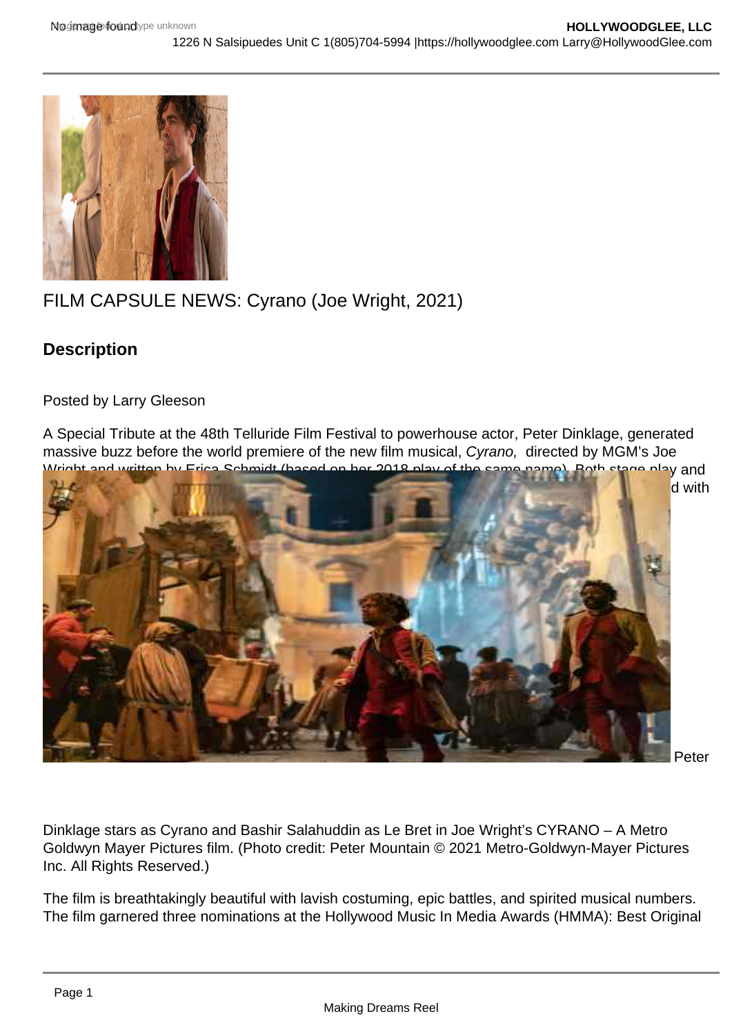FILM CAPSULE NEWS: Cyrano (Joe Wright, 2021)

## Description

Posted by Larry Gleeson

A Special Tribute at the 48th Telluride Film Festival to powerhouse actor, Peter Dinklage, generated massive buzz before the world premiere of the new film musical, *Cyrano,* directed by MGM's Joe Wright and written by Erica Schmidt (based on her 2018 play of the same name). Both stage play and ... d with

Peter Dinklage stars as Cyrano and Bashir Salahuddin as Le Bret in Joe Wright's CYRANO – A Metro Goldwyn Mayer Pictures film. (Photo credit: Peter Mountain © 2021 Metro-Goldwyn-Mayer Pictures Inc. All Rights Reserved.)

The film is breathtakingly beautiful with lavish costuming, epic battles, and spirited musical numbers. The film garnered three nominations at the Hollywood Music In Media Awards (HMMA): Best Original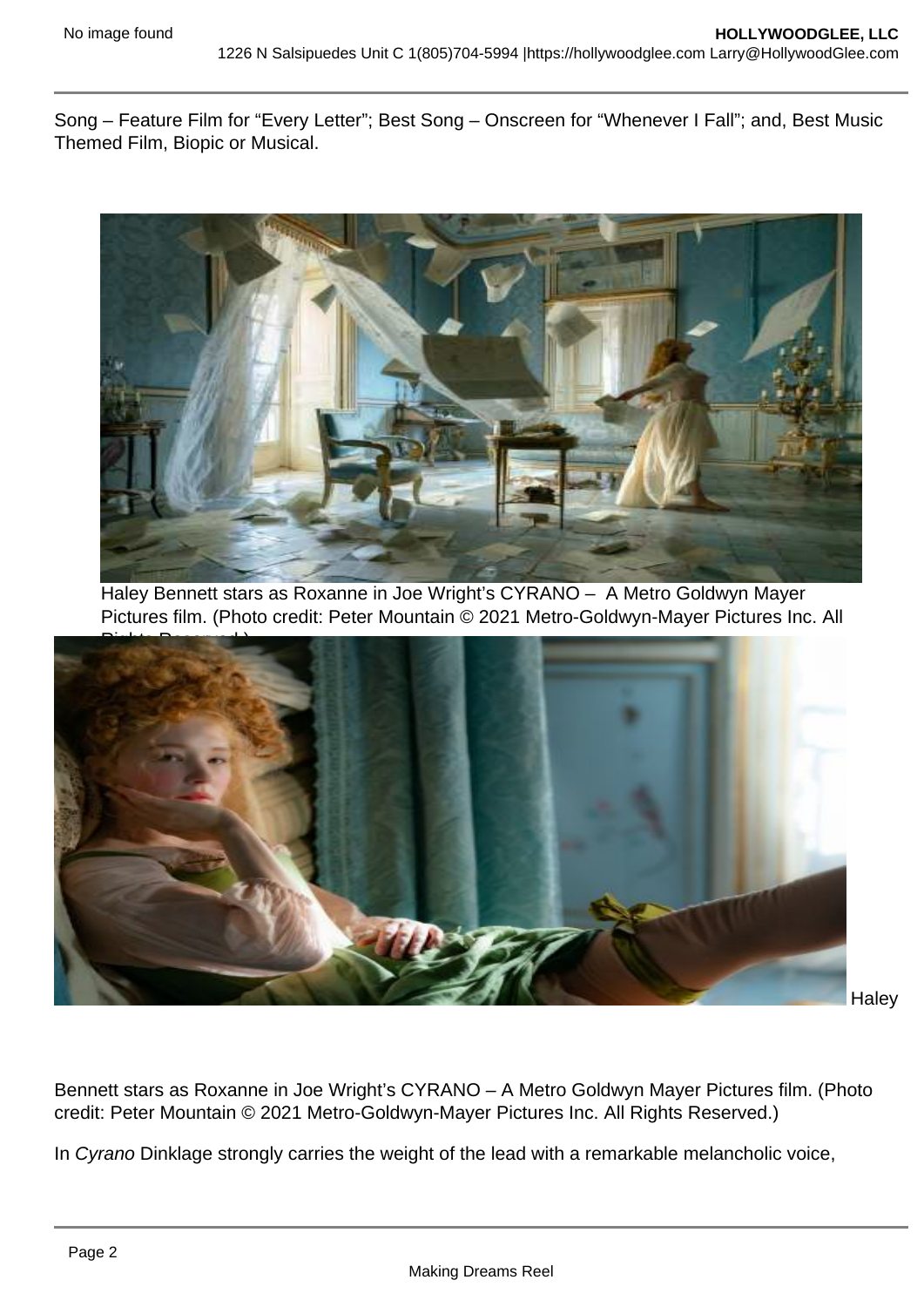Song – Feature Film for "Every Letter"; Best Song – Onscreen for "Whenever I Fall"; and, Best Music Themed Film, Biopic or Musical.

Haley Bennett stars as Roxanne in Joe Wright's CYRANO – A Metro Goldwyn Mayer Pictures film. (Photo credit: Peter Mountain © 2021 Metro-Goldwyn-Mayer Pictures Inc. All Rights Reserved.)

Haley Bennett stars as Roxanne in Joe Wright's CYRANO – A Metro Goldwyn Mayer Pictures film. (Photo credit: Peter Mountain © 2021 Metro-Goldwyn-Mayer Pictures Inc. All Rights Reserved.)

In *Cyrano* Dinklage strongly carries the weight of the lead with a remarkable melancholic voice,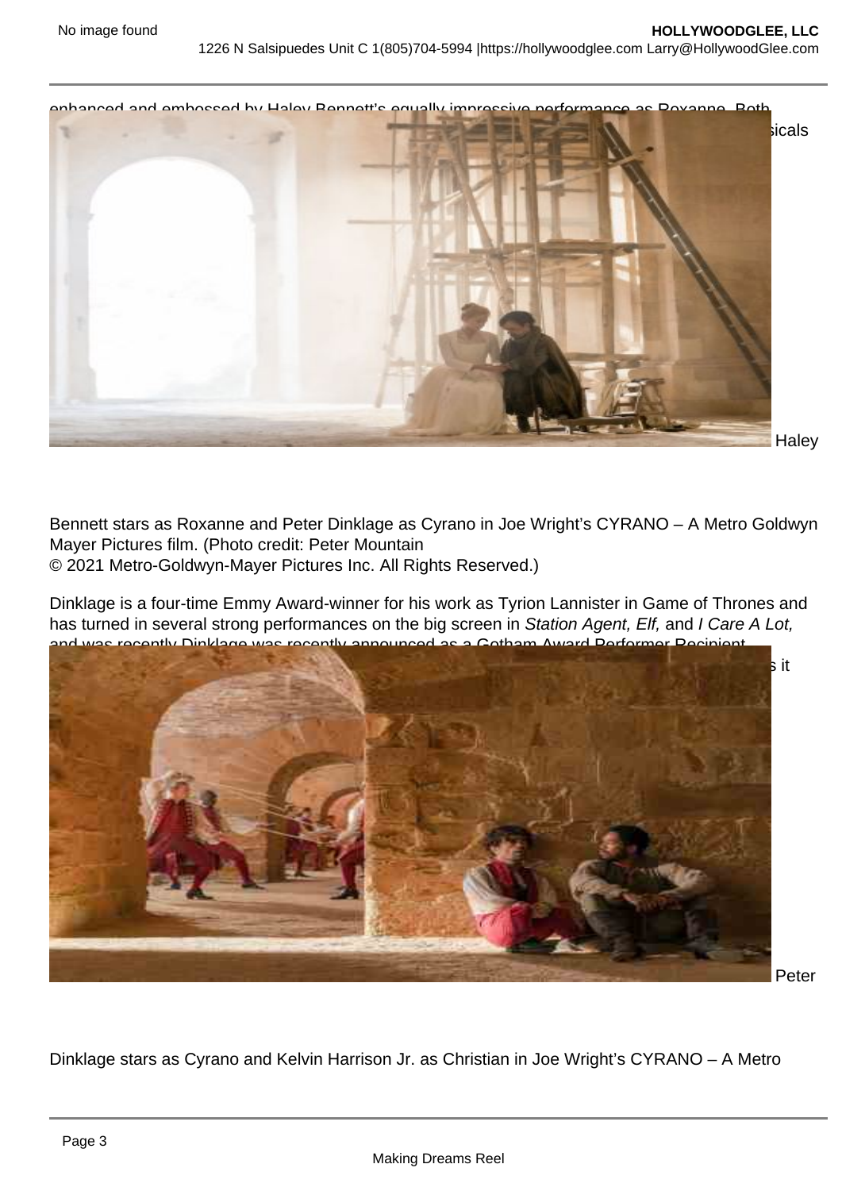enhanced and embossed by Haley Bennett's equally impressive performance as Roxanne. Both

sicals

Haley

Bennett stars as Roxanne and Peter Dinklage as Cyrano in Joe Wright's CYRANO – A Metro Goldwyn Mayer Pictures film. (Photo credit: Peter Mountain
© 2021 Metro-Goldwyn-Mayer Pictures Inc. All Rights Reserved.)

Dinklage is a four-time Emmy Award-winner for his work as Tyrion Lannister in Game of Thrones and has turned in several strong performances on the big screen in *Station Agent, Elf,* and *I Care A Lot,* and was recently Dinklage was recently announced as a Gotham Award Performer Recipient

s it

Peter

Dinklage stars as Cyrano and Kelvin Harrison Jr. as Christian in Joe Wright's CYRANO – A Metro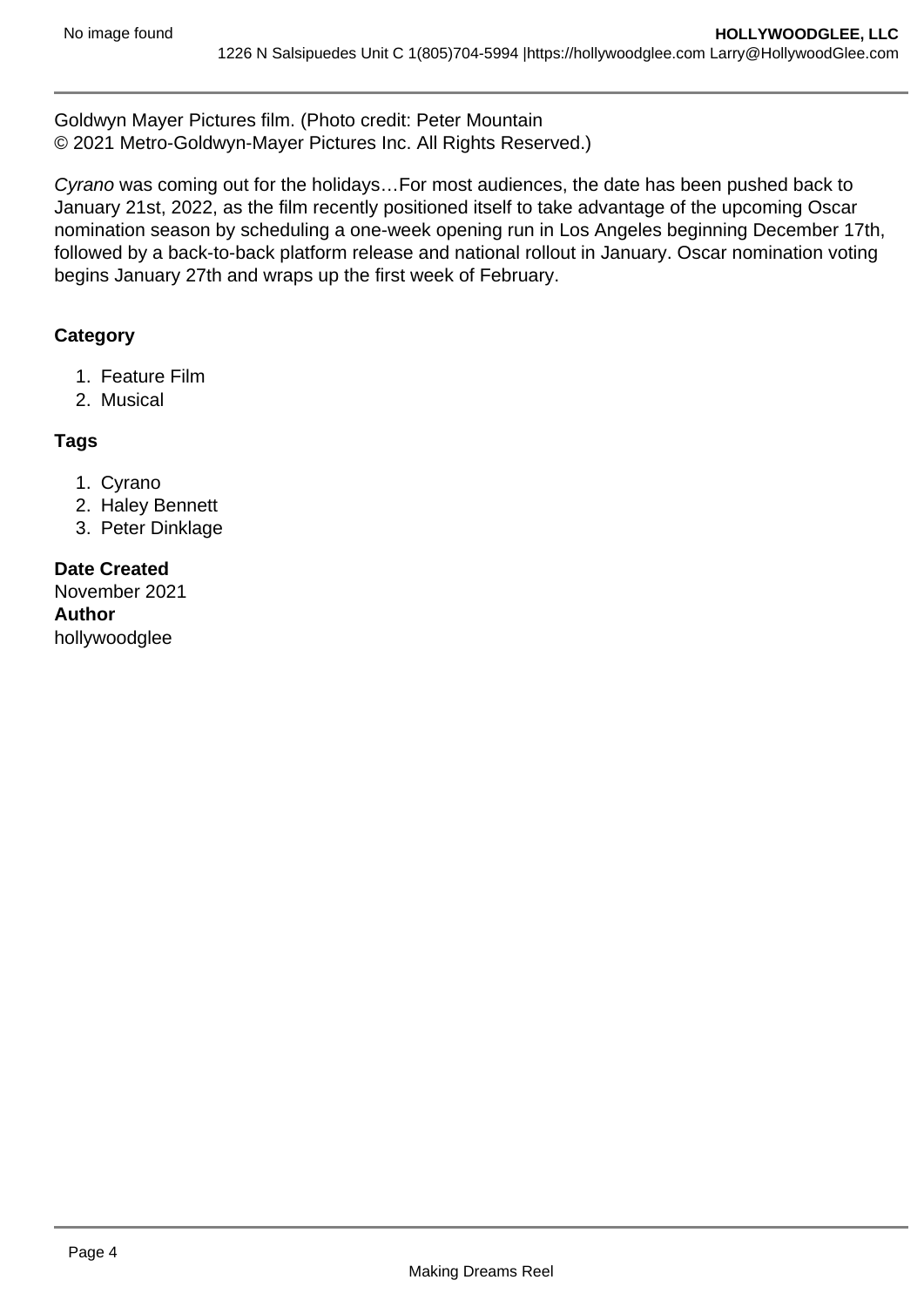Goldwyn Mayer Pictures film. (Photo credit: Peter Mountain
© 2021 Metro-Goldwyn-Mayer Pictures Inc. All Rights Reserved.)

*Cyrano* was coming out for the holidays…For most audiences, the date has been pushed back to January 21st, 2022, as the film recently positioned itself to take advantage of the upcoming Oscar nomination season by scheduling a one-week opening run in Los Angeles beginning December 17th, followed by a back-to-back platform release and national rollout in January. Oscar nomination voting begins January 27th and wraps up the first week of February.

**Category**

1. Feature Film
2. Musical

**Tags**

1. Cyrano
2. Haley Bennett
3. Peter Dinklage

**Date Created**
November 2021
**Author**
hollywoodglee